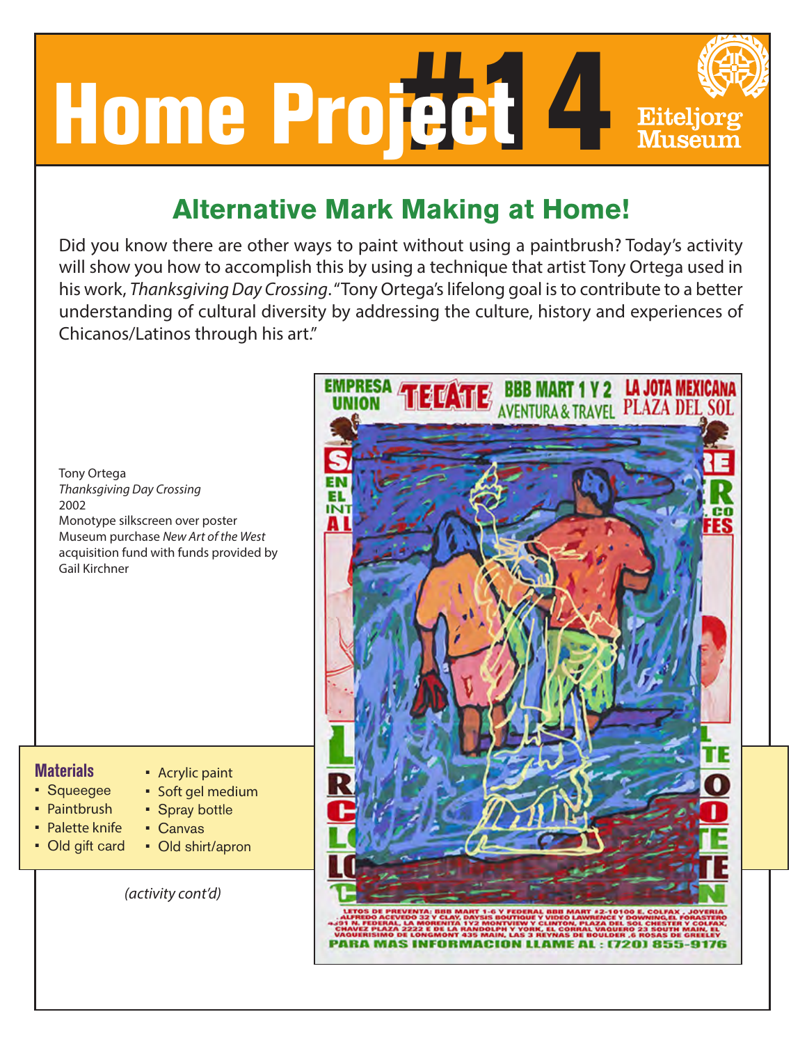# Home Project #14

Eiteljorg Museum

## Alternative Mark Making at Home!

Did you know there are other ways to paint without using a paintbrush? Today's activity will show you how to accomplish this by using a technique that artist Tony Ortega used in his work, *Thanksgiving Day Crossing*. "Tony Ortega's lifelong goal is to contribute to a better understanding of cultural diversity by addressing the culture, history and experiences of Chicanos/Latinos through his art."

Tony Ortega
*Thanksgiving Day Crossing*
2002
Monotype silkscreen over poster
Museum purchase *New Art of the West* acquisition fund with funds provided by Gail Kirchner

### Materials

- Squeegee
- Paintbrush
- Palette knife
- Old gift card
- Acrylic paint
- Soft gel medium
- Spray bottle
- Canvas
- Old shirt/apron

*(activity cont'd)*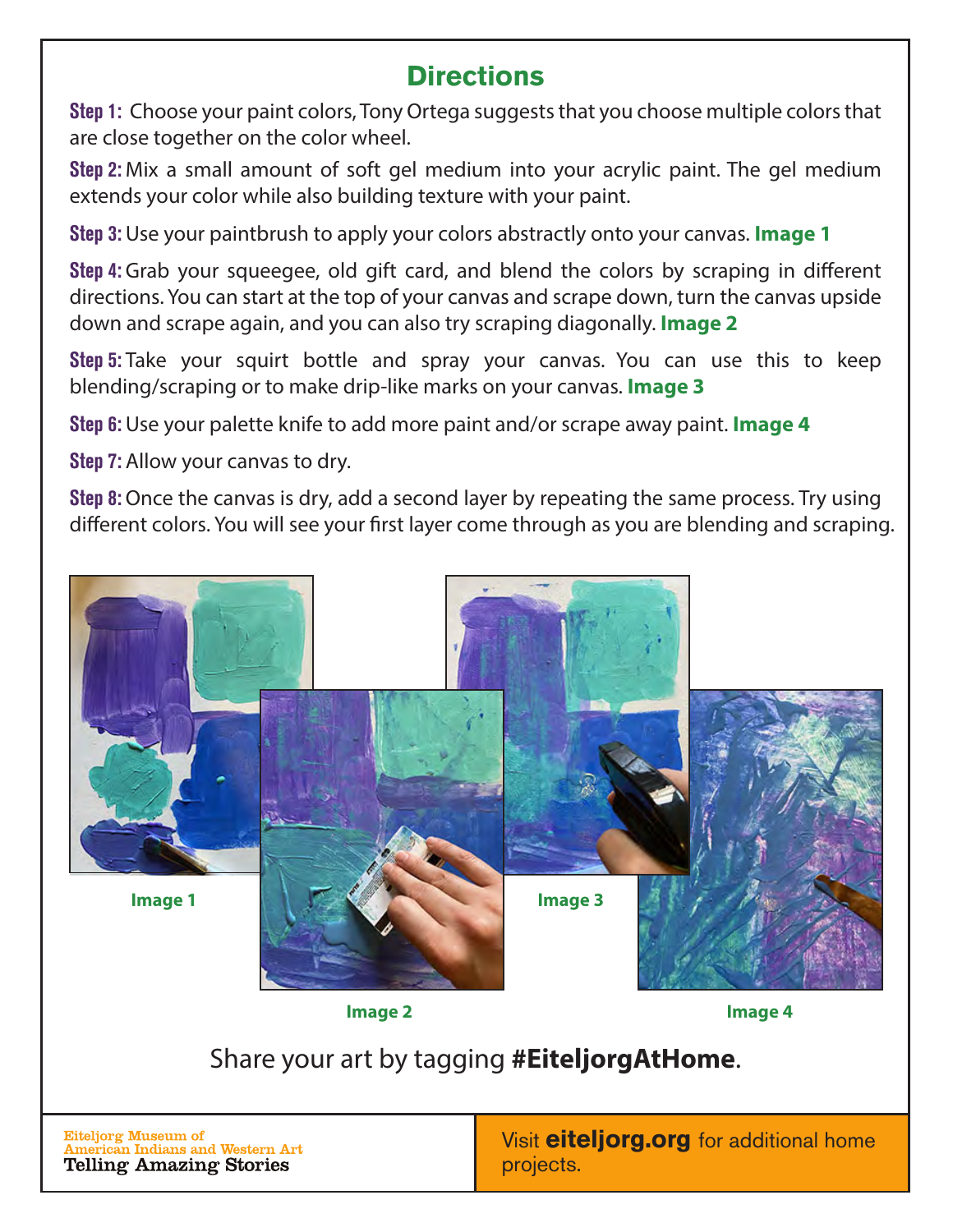## Directions

**Step 1:** Choose your paint colors, Tony Ortega suggests that you choose multiple colors that are close together on the color wheel.

**Step 2:** Mix a small amount of soft gel medium into your acrylic paint. The gel medium extends your color while also building texture with your paint.

**Step 3:** Use your paintbrush to apply your colors abstractly onto your canvas. **Image 1**

**Step 4:** Grab your squeegee, old gift card, and blend the colors by scraping in different directions. You can start at the top of your canvas and scrape down, turn the canvas upside down and scrape again, and you can also try scraping diagonally. **Image 2**

**Step 5:** Take your squirt bottle and spray your canvas. You can use this to keep blending/scraping or to make drip-like marks on your canvas. **Image 3**

**Step 6:** Use your palette knife to add more paint and/or scrape away paint. **Image 4**

**Step 7:** Allow your canvas to dry.

**Step 8:** Once the canvas is dry, add a second layer by repeating the same process. Try using different colors. You will see your first layer come through as you are blending and scraping.

Image 1

Image 2

Image 3

Image 4

Share your art by tagging **#EiteljorgAtHome**.

Eiteljorg Museum of American Indians and Western Art
Telling Amazing Stories

Visit **eiteljorg.org** for additional home projects.